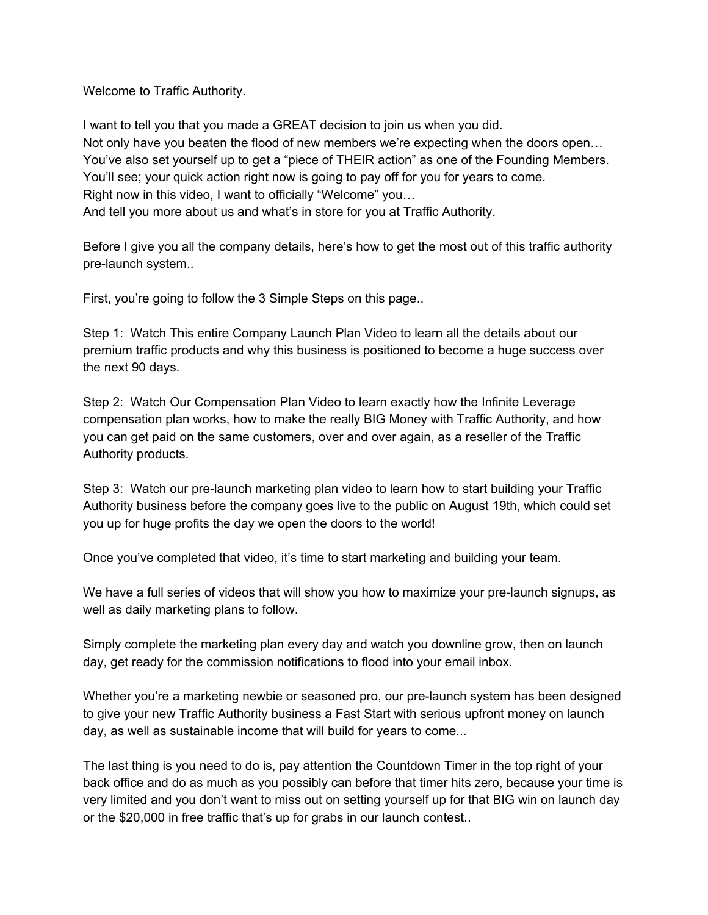Welcome to Traffic Authority.

I want to tell you that you made a GREAT decision to join us when you did.
Not only have you beaten the flood of new members we're expecting when the doors open…
You've also set yourself up to get a "piece of THEIR action" as one of the Founding Members.
You'll see; your quick action right now is going to pay off for you for years to come.
Right now in this video, I want to officially "Welcome" you…
And tell you more about us and what's in store for you at Traffic Authority.

Before I give you all the company details, here's how to get the most out of this traffic authority pre-launch system..

First, you're going to follow the 3 Simple Steps on this page..

Step 1: Watch This entire Company Launch Plan Video to learn all the details about our premium traffic products and why this business is positioned to become a huge success over the next 90 days.

Step 2: Watch Our Compensation Plan Video to learn exactly how the Infinite Leverage compensation plan works, how to make the really BIG Money with Traffic Authority, and how you can get paid on the same customers, over and over again, as a reseller of the Traffic Authority products.

Step 3: Watch our pre-launch marketing plan video to learn how to start building your Traffic Authority business before the company goes live to the public on August 19th, which could set you up for huge profits the day we open the doors to the world!

Once you've completed that video, it's time to start marketing and building your team.

We have a full series of videos that will show you how to maximize your pre-launch signups, as well as daily marketing plans to follow.

Simply complete the marketing plan every day and watch you downline grow, then on launch day, get ready for the commission notifications to flood into your email inbox.

Whether you're a marketing newbie or seasoned pro, our pre-launch system has been designed to give your new Traffic Authority business a Fast Start with serious upfront money on launch day, as well as sustainable income that will build for years to come...

The last thing is you need to do is, pay attention the Countdown Timer in the top right of your back office and do as much as you possibly can before that timer hits zero, because your time is very limited and you don't want to miss out on setting yourself up for that BIG win on launch day or the $20,000 in free traffic that's up for grabs in our launch contest..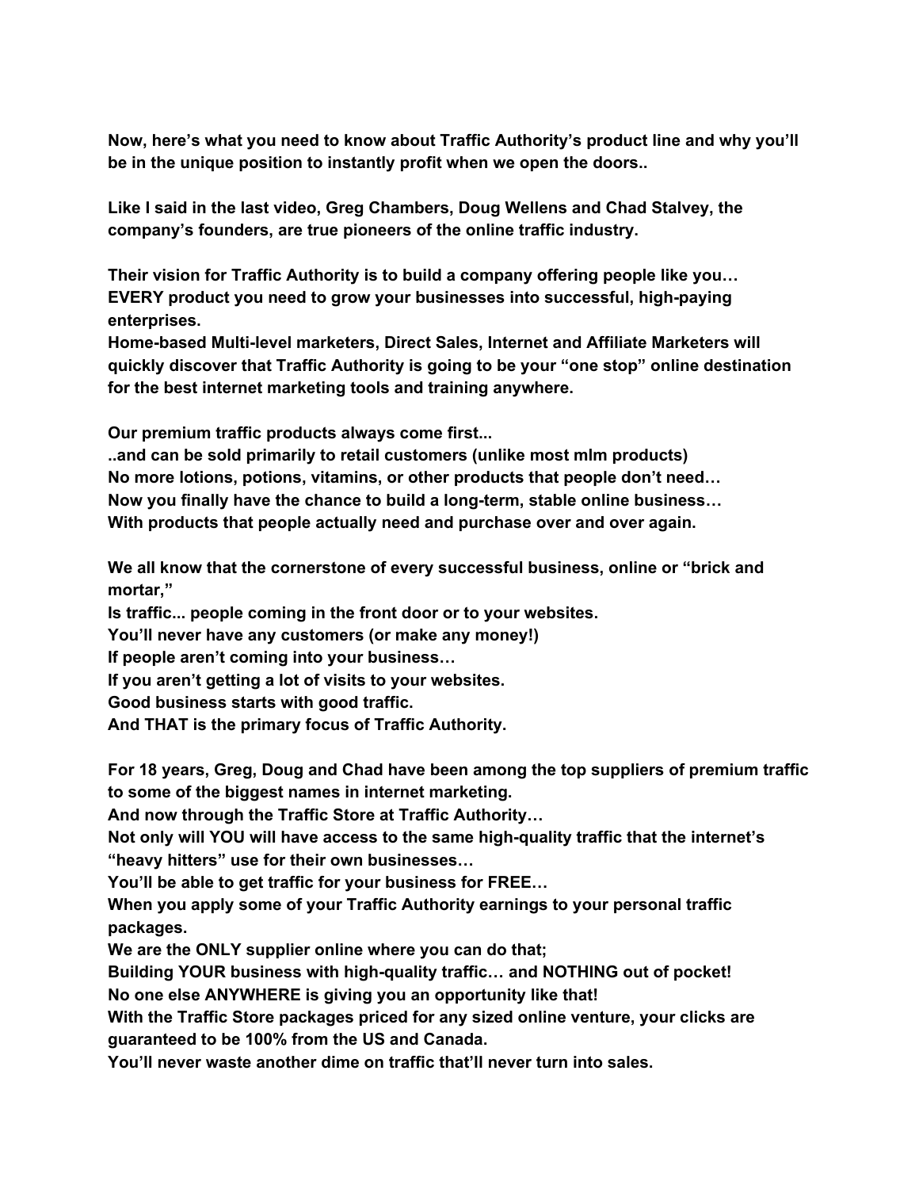**Now, here's what you need to know about Traffic Authority's product line and why you'll be in the unique position to instantly profit when we open the doors..**

**Like I said in the last video, Greg Chambers, Doug Wellens and Chad Stalvey, the company's founders, are true pioneers of the online traffic industry.**

**Their vision for Traffic Authority is to build a company offering people like you… EVERY product you need to grow your businesses into successful, high-paying enterprises.**
**Home-based Multi-level marketers, Direct Sales, Internet and Affiliate Marketers will quickly discover that Traffic Authority is going to be your "one stop" online destination for the best internet marketing tools and training anywhere.**

**Our premium traffic products always come first...**
**..and can be sold primarily to retail customers (unlike most mlm products)**
**No more lotions, potions, vitamins, or other products that people don't need…**
**Now you finally have the chance to build a long-term, stable online business…**
**With products that people actually need and purchase over and over again.**

**We all know that the cornerstone of every successful business, online or "brick and mortar,"**
**Is traffic... people coming in the front door or to your websites.**
**You'll never have any customers (or make any money!)**
**If people aren't coming into your business…**
**If you aren't getting a lot of visits to your websites.**
**Good business starts with good traffic.**
**And THAT is the primary focus of Traffic Authority.**

**For 18 years, Greg, Doug and Chad have been among the top suppliers of premium traffic to some of the biggest names in internet marketing.**
**And now through the Traffic Store at Traffic Authority…**
**Not only will YOU will have access to the same high-quality traffic that the internet's "heavy hitters" use for their own businesses…**
**You'll be able to get traffic for your business for FREE…**
**When you apply some of your Traffic Authority earnings to your personal traffic packages.**
**We are the ONLY supplier online where you can do that;**
**Building YOUR business with high-quality traffic… and NOTHING out of pocket!**
**No one else ANYWHERE is giving you an opportunity like that!**
**With the Traffic Store packages priced for any sized online venture, your clicks are guaranteed to be 100% from the US and Canada.**
**You'll never waste another dime on traffic that'll never turn into sales.**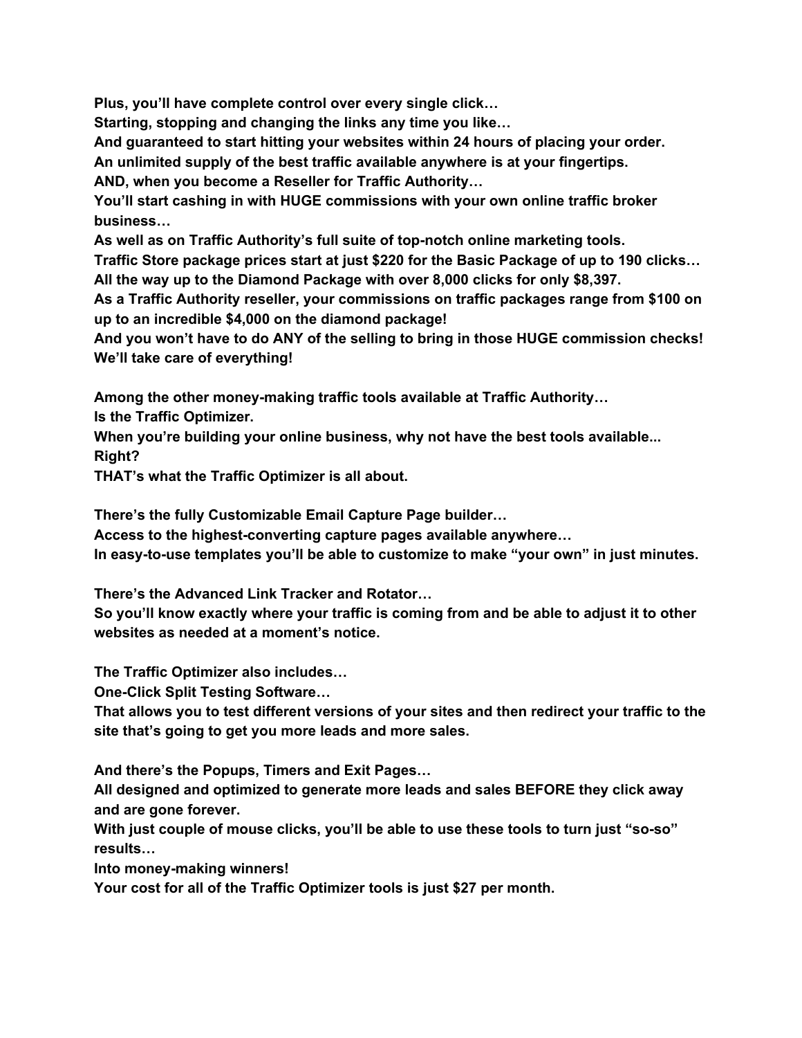**Plus, you'll have complete control over every single click…**
**Starting, stopping and changing the links any time you like…**
**And guaranteed to start hitting your websites within 24 hours of placing your order.**
**An unlimited supply of the best traffic available anywhere is at your fingertips.**
**AND, when you become a Reseller for Traffic Authority…**
**You'll start cashing in with HUGE commissions with your own online traffic broker business…**
**As well as on Traffic Authority's full suite of top-notch online marketing tools.**
**Traffic Store package prices start at just $220 for the Basic Package of up to 190 clicks…**
**All the way up to the Diamond Package with over 8,000 clicks for only $8,397.**
**As a Traffic Authority reseller, your commissions on traffic packages range from $100 on up to an incredible $4,000 on the diamond package!**
**And you won't have to do ANY of the selling to bring in those HUGE commission checks! We'll take care of everything!**

**Among the other money-making traffic tools available at Traffic Authority…**
**Is the Traffic Optimizer.**
**When you're building your online business, why not have the best tools available... Right?**
**THAT's what the Traffic Optimizer is all about.**

**There's the fully Customizable Email Capture Page builder…**
**Access to the highest-converting capture pages available anywhere…**
**In easy-to-use templates you'll be able to customize to make "your own" in just minutes.**

**There's the Advanced Link Tracker and Rotator…**
**So you'll know exactly where your traffic is coming from and be able to adjust it to other websites as needed at a moment's notice.**

**The Traffic Optimizer also includes…**
**One-Click Split Testing Software…**
**That allows you to test different versions of your sites and then redirect your traffic to the site that's going to get you more leads and more sales.**

**And there's the Popups, Timers and Exit Pages…**
**All designed and optimized to generate more leads and sales BEFORE they click away and are gone forever.**
**With just couple of mouse clicks, you'll be able to use these tools to turn just "so-so" results…**
**Into money-making winners!**
**Your cost for all of the Traffic Optimizer tools is just $27 per month.**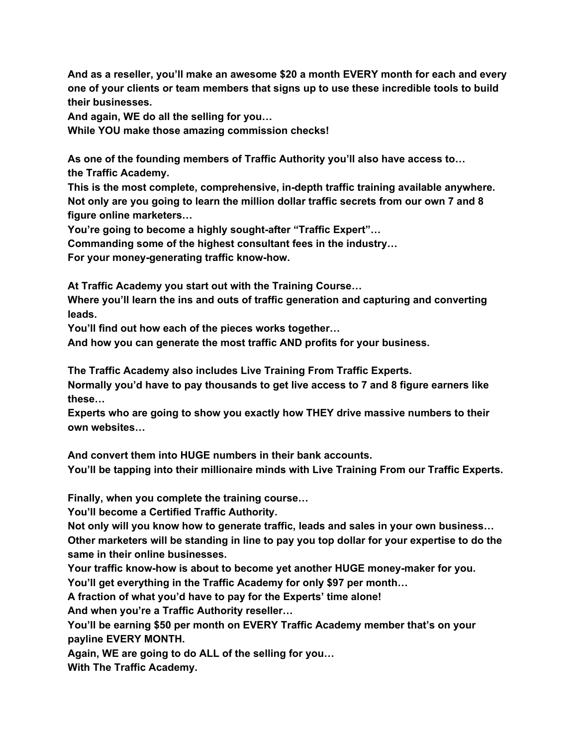**And as a reseller, you'll make an awesome $20 a month EVERY month for each and every one of your clients or team members that signs up to use these incredible tools to build their businesses.**
**And again, WE do all the selling for you…**
**While YOU make those amazing commission checks!**

**As one of the founding members of Traffic Authority you'll also have access to… the Traffic Academy.**
**This is the most complete, comprehensive, in-depth traffic training available anywhere.**
**Not only are you going to learn the million dollar traffic secrets from our own 7 and 8 figure online marketers…**
**You're going to become a highly sought-after "Traffic Expert"…**
**Commanding some of the highest consultant fees in the industry…**
**For your money-generating traffic know-how.**

**At Traffic Academy you start out with the Training Course…**
**Where you'll learn the ins and outs of traffic generation and capturing and converting leads.**
**You'll find out how each of the pieces works together…**
**And how you can generate the most traffic AND profits for your business.**

**The Traffic Academy also includes Live Training From Traffic Experts.**
**Normally you'd have to pay thousands to get live access to 7 and 8 figure earners like these…**
**Experts who are going to show you exactly how THEY drive massive numbers to their own websites…**

**And convert them into HUGE numbers in their bank accounts.**
**You'll be tapping into their millionaire minds with Live Training From our Traffic Experts.**

**Finally, when you complete the training course…**
**You'll become a Certified Traffic Authority.**
**Not only will you know how to generate traffic, leads and sales in your own business…**
**Other marketers will be standing in line to pay you top dollar for your expertise to do the same in their online businesses.**
**Your traffic know-how is about to become yet another HUGE money-maker for you.**
**You'll get everything in the Traffic Academy for only $97 per month…**
**A fraction of what you'd have to pay for the Experts' time alone!**
**And when you're a Traffic Authority reseller…**
**You'll be earning $50 per month on EVERY Traffic Academy member that's on your payline EVERY MONTH.**
**Again, WE are going to do ALL of the selling for you…**
**With The Traffic Academy.**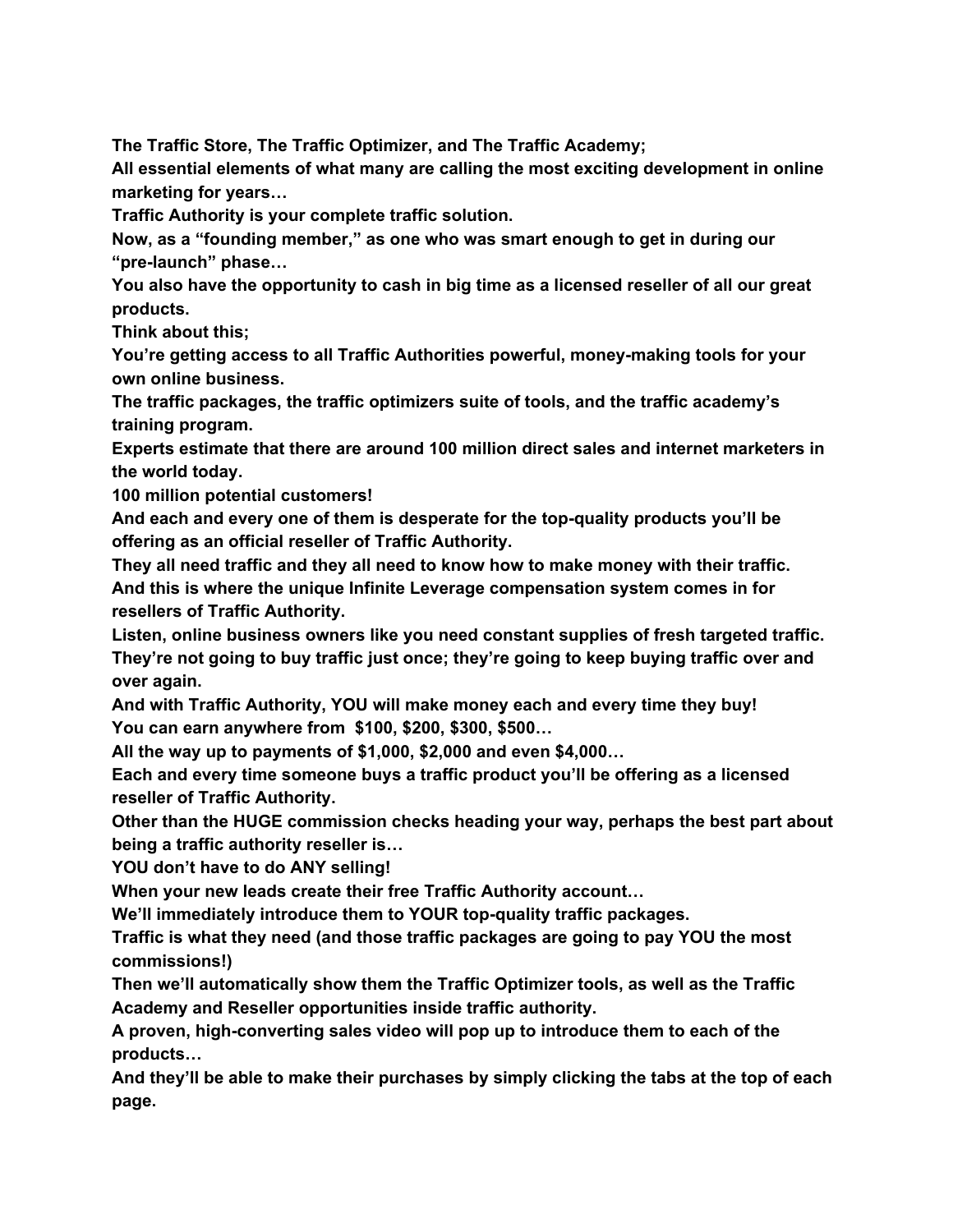**The Traffic Store, The Traffic Optimizer, and The Traffic Academy;**

**All essential elements of what many are calling the most exciting development in online marketing for years…**

**Traffic Authority is your complete traffic solution.**

**Now, as a "founding member," as one who was smart enough to get in during our "pre-launch" phase…**

**You also have the opportunity to cash in big time as a licensed reseller of all our great products.**

**Think about this;**

**You're getting access to all Traffic Authorities powerful, money-making tools for your own online business.**

**The traffic packages, the traffic optimizers suite of tools, and the traffic academy's training program.**

**Experts estimate that there are around 100 million direct sales and internet marketers in the world today.**

**100 million potential customers!**

**And each and every one of them is desperate for the top-quality products you'll be offering as an official reseller of Traffic Authority.**

**They all need traffic and they all need to know how to make money with their traffic.**

**And this is where the unique Infinite Leverage compensation system comes in for resellers of Traffic Authority.**

**Listen, online business owners like you need constant supplies of fresh targeted traffic.**

**They're not going to buy traffic just once; they're going to keep buying traffic over and over again.**

**And with Traffic Authority, YOU will make money each and every time they buy!**

**You can earn anywhere from $100, $200, $300, $500…**

**All the way up to payments of $1,000, $2,000 and even $4,000…**

**Each and every time someone buys a traffic product you'll be offering as a licensed reseller of Traffic Authority.**

**Other than the HUGE commission checks heading your way, perhaps the best part about being a traffic authority reseller is…**

**YOU don't have to do ANY selling!**

**When your new leads create their free Traffic Authority account…**

**We'll immediately introduce them to YOUR top-quality traffic packages.**

**Traffic is what they need (and those traffic packages are going to pay YOU the most commissions!)**

**Then we'll automatically show them the Traffic Optimizer tools, as well as the Traffic Academy and Reseller opportunities inside traffic authority.**

**A proven, high-converting sales video will pop up to introduce them to each of the products…**

**And they'll be able to make their purchases by simply clicking the tabs at the top of each page.**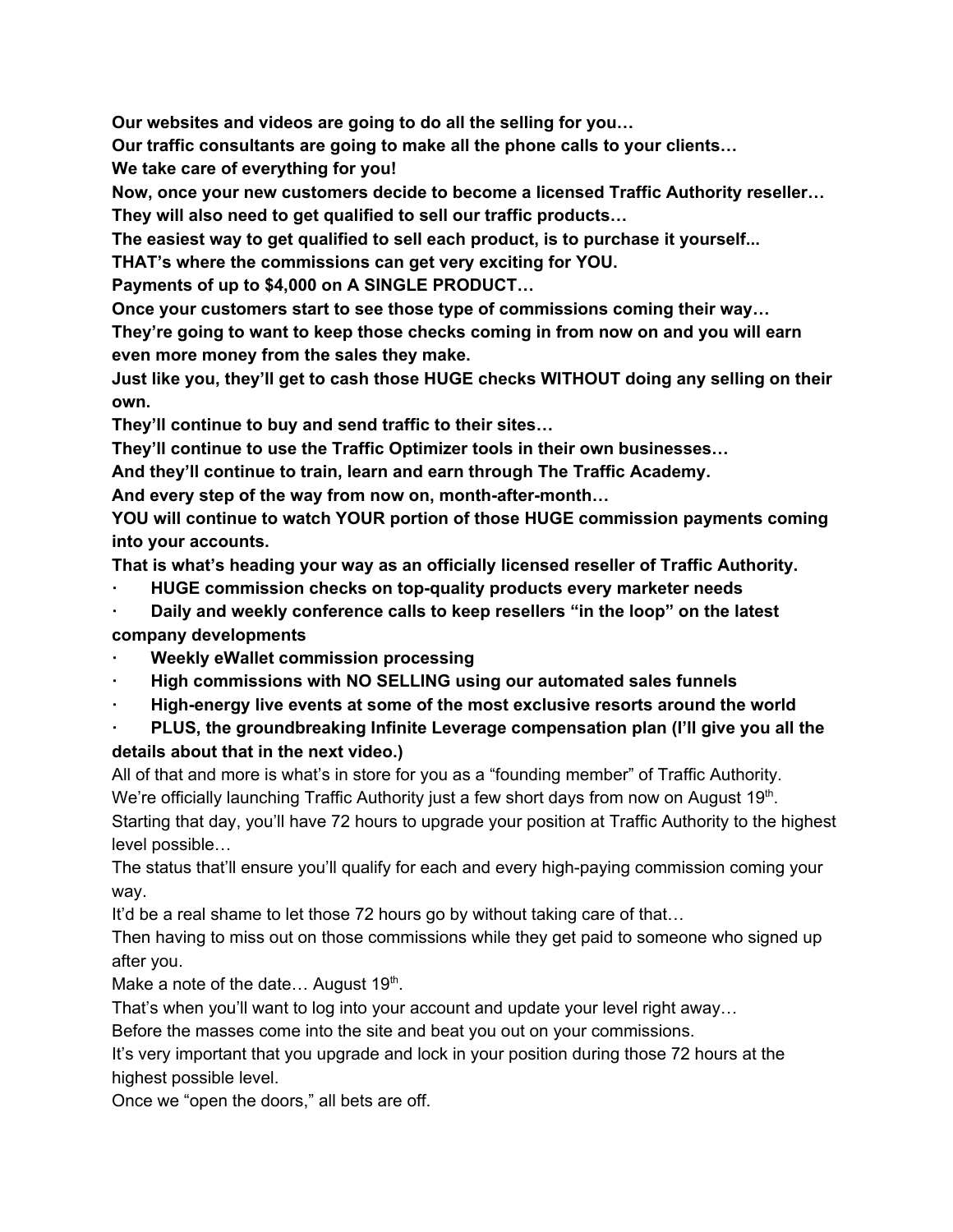**Our websites and videos are going to do all the selling for you…**

**Our traffic consultants are going to make all the phone calls to your clients…**

**We take care of everything for you!**

**Now, once your new customers decide to become a licensed Traffic Authority reseller…**

**They will also need to get qualified to sell our traffic products…**

**The easiest way to get qualified to sell each product, is to purchase it yourself...**

**THAT's where the commissions can get very exciting for YOU.**

**Payments of up to $4,000 on A SINGLE PRODUCT…**

**Once your customers start to see those type of commissions coming their way…**

**They're going to want to keep those checks coming in from now on and you will earn even more money from the sales they make.**

**Just like you, they'll get to cash those HUGE checks WITHOUT doing any selling on their own.**

**They'll continue to buy and send traffic to their sites…**

**They'll continue to use the Traffic Optimizer tools in their own businesses…**

**And they'll continue to train, learn and earn through The Traffic Academy.**

**And every step of the way from now on, month-after-month…**

**YOU will continue to watch YOUR portion of those HUGE commission payments coming into your accounts.**

**That is what's heading your way as an officially licensed reseller of Traffic Authority.**

- **HUGE commission checks on top-quality products every marketer needs**
- **Daily and weekly conference calls to keep resellers "in the loop" on the latest company developments**
- **Weekly eWallet commission processing**
- **High commissions with NO SELLING using our automated sales funnels**
- **High-energy live events at some of the most exclusive resorts around the world**
- **PLUS, the groundbreaking Infinite Leverage compensation plan (I'll give you all the details about that in the next video.)**

All of that and more is what's in store for you as a "founding member" of Traffic Authority.

We're officially launching Traffic Authority just a few short days from now on August 19th.

Starting that day, you'll have 72 hours to upgrade your position at Traffic Authority to the highest level possible…

The status that'll ensure you'll qualify for each and every high-paying commission coming your way.

It'd be a real shame to let those 72 hours go by without taking care of that…

Then having to miss out on those commissions while they get paid to someone who signed up after you.

Make a note of the date… August 19th.

That's when you'll want to log into your account and update your level right away…

Before the masses come into the site and beat you out on your commissions.

It's very important that you upgrade and lock in your position during those 72 hours at the highest possible level.

Once we "open the doors," all bets are off.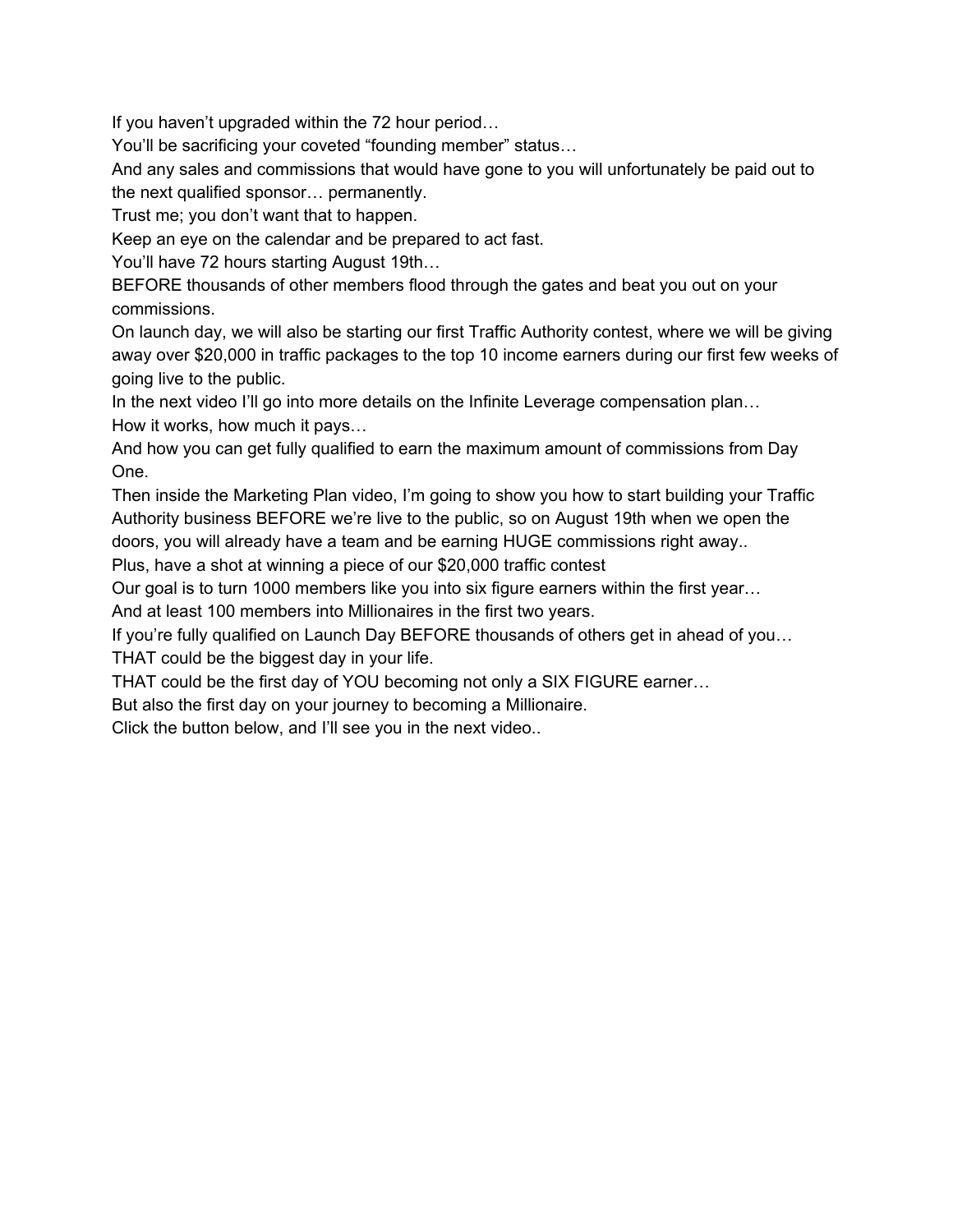If you haven't upgraded within the 72 hour period…

You'll be sacrificing your coveted "founding member" status…

And any sales and commissions that would have gone to you will unfortunately be paid out to the next qualified sponsor… permanently.

Trust me; you don't want that to happen.

Keep an eye on the calendar and be prepared to act fast.

You'll have 72 hours starting August 19th…

BEFORE thousands of other members flood through the gates and beat you out on your commissions.

On launch day, we will also be starting our first Traffic Authority contest, where we will be giving away over $20,000 in traffic packages to the top 10 income earners during our first few weeks of going live to the public.

In the next video I'll go into more details on the Infinite Leverage compensation plan…

How it works, how much it pays…

And how you can get fully qualified to earn the maximum amount of commissions from Day One.

Then inside the Marketing Plan video, I'm going to show you how to start building your Traffic Authority business BEFORE we're live to the public, so on August 19th when we open the doors, you will already have a team and be earning HUGE commissions right away..

Plus, have a shot at winning a piece of our $20,000 traffic contest

Our goal is to turn 1000 members like you into six figure earners within the first year…

And at least 100 members into Millionaires in the first two years.

If you're fully qualified on Launch Day BEFORE thousands of others get in ahead of you…

THAT could be the biggest day in your life.

THAT could be the first day of YOU becoming not only a SIX FIGURE earner…

But also the first day on your journey to becoming a Millionaire.

Click the button below, and I'll see you in the next video..